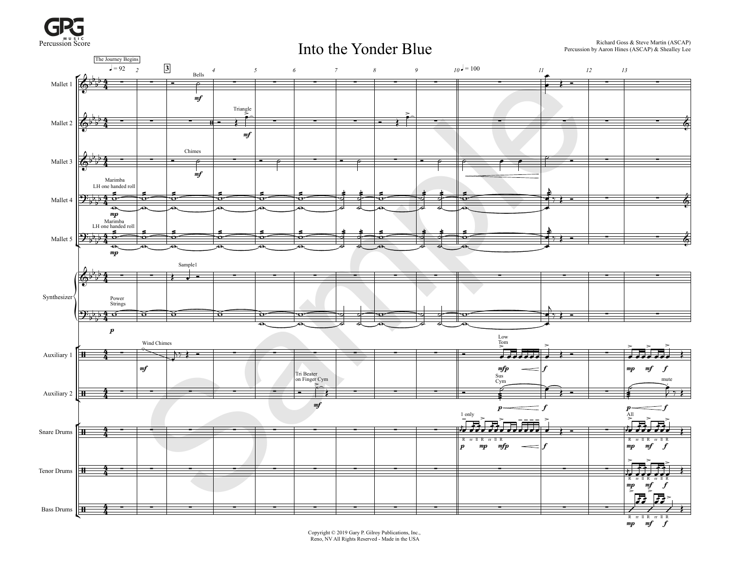Percussion Score

# Into the Yonder Blue

Richard Goss & Steve Martin (ASCAP)
Percussion by Aaron Hines (ASCAP) & Shealley Lee

Copyright © 2019 Gary P. Gilroy Publications, Inc., Reno, NV All Rights Reserved - Made in the USA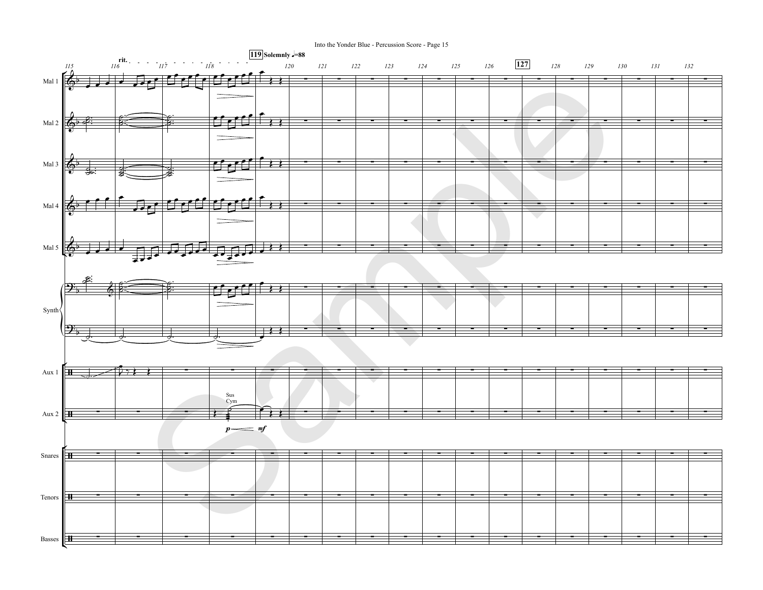Into the Yonder Blue - Percussion Score - Page 15

**119** Solemnly ♩=88

**127**

rit.

Mal 1

Mal 2

Mal 3

Mal 4

Mal 5

Synth

Aux 1

Aux 2

Sus Cym

*p* *mf*

Snares

Tenors

Basses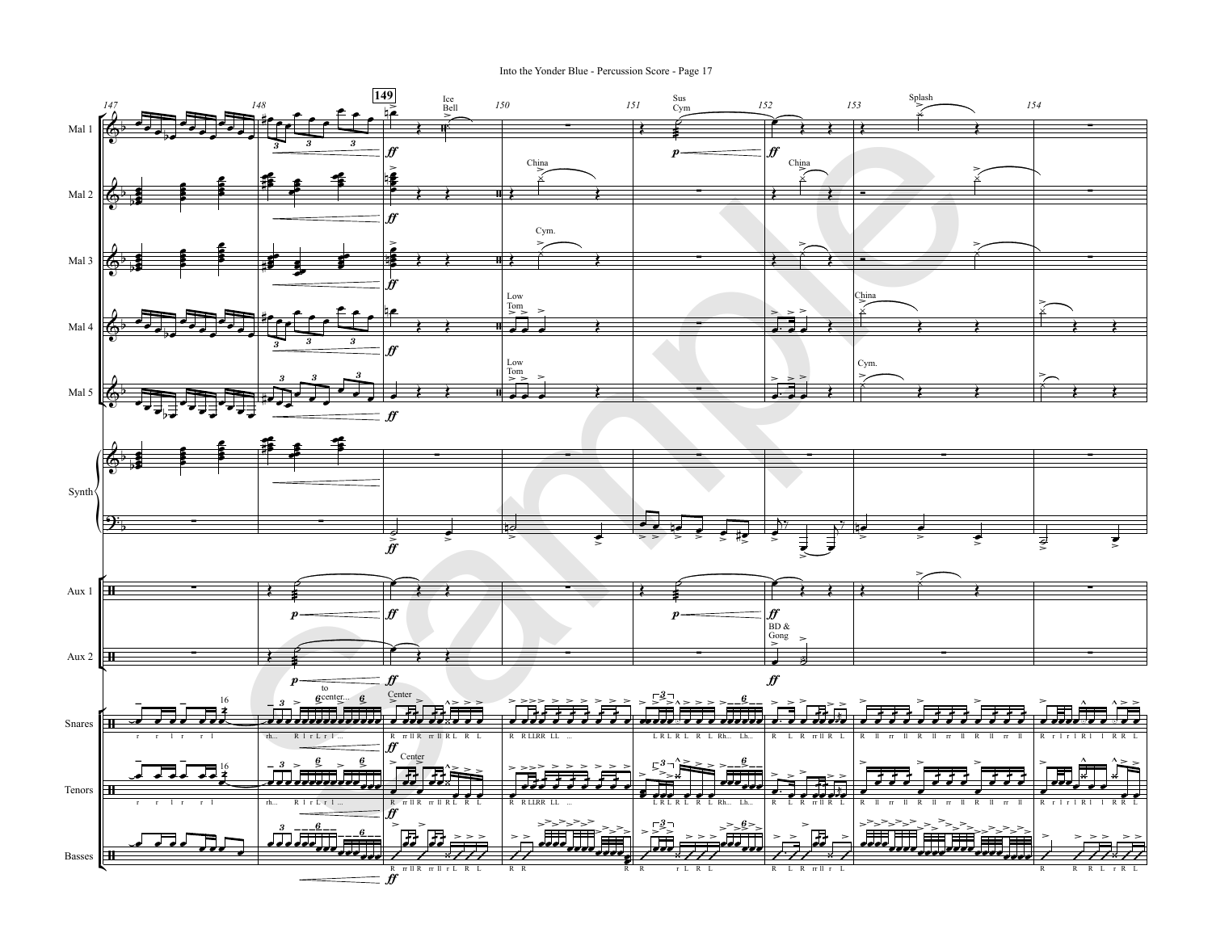Into the Yonder Blue - Percussion Score - Page 17